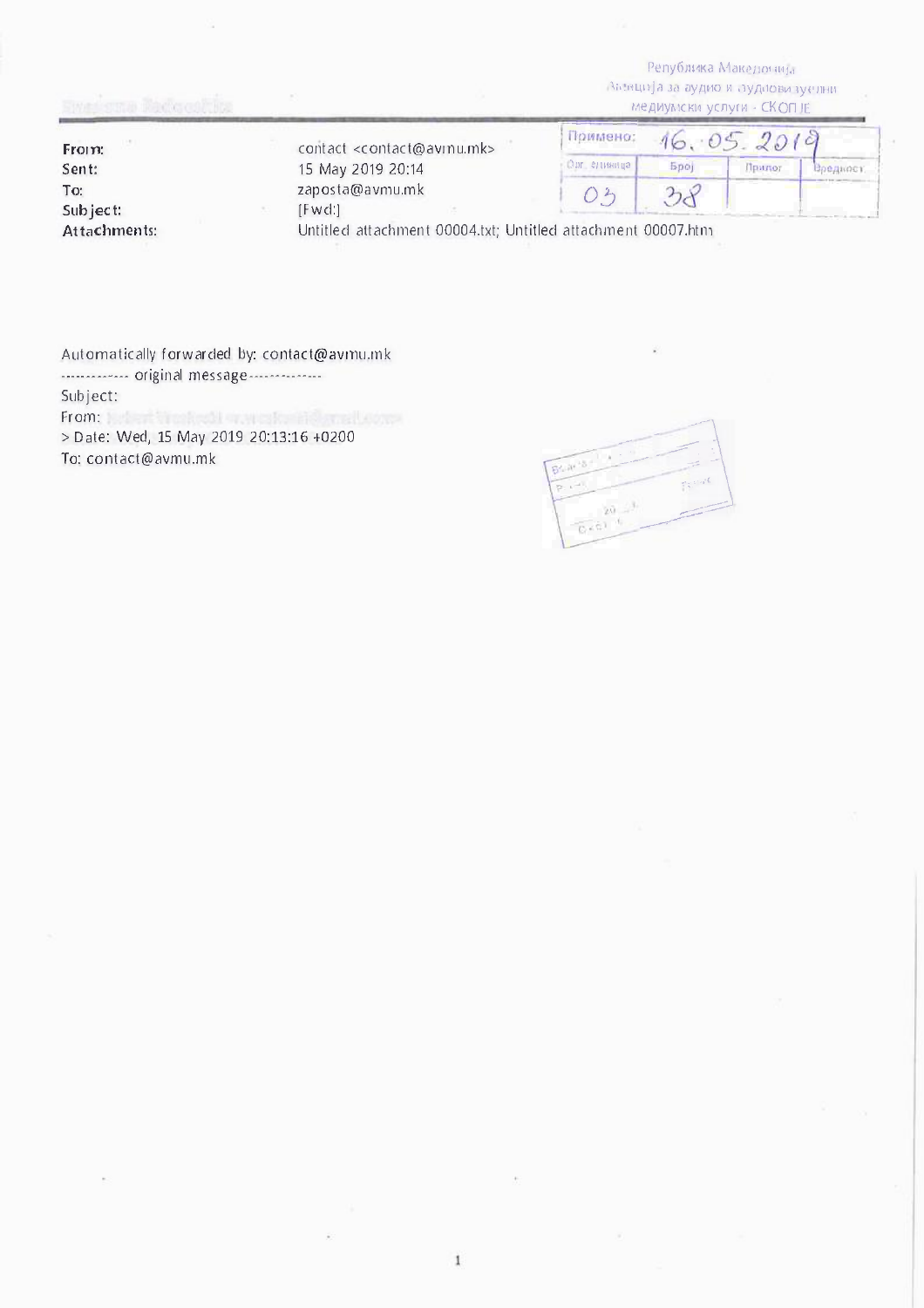Република Македонија
Агенција за аудио и аудиовизуелни
медиумски услуги - СКОПЈЕ

| Примено: | 16.05.2019 | | |
|---|---|---|---|
| Орг. единица | Број | Прилог | Вредност |
| 03 | 38 | | |

**From:** contact <contact@avmu.mk>
**Sent:** 15 May 2019 20:14
**To:** zaposta@avmu.mk
**Subject:** [Fwd:]
**Attachments:** Untitled attachment 00004.txt; Untitled attachment 00007.htm

Automatically forwarded by: contact@avmu.mk
------------- original message -------------
Subject:
From:
> Date: Wed, 15 May 2019 20:13:16 +0200
To: contact@avmu.mk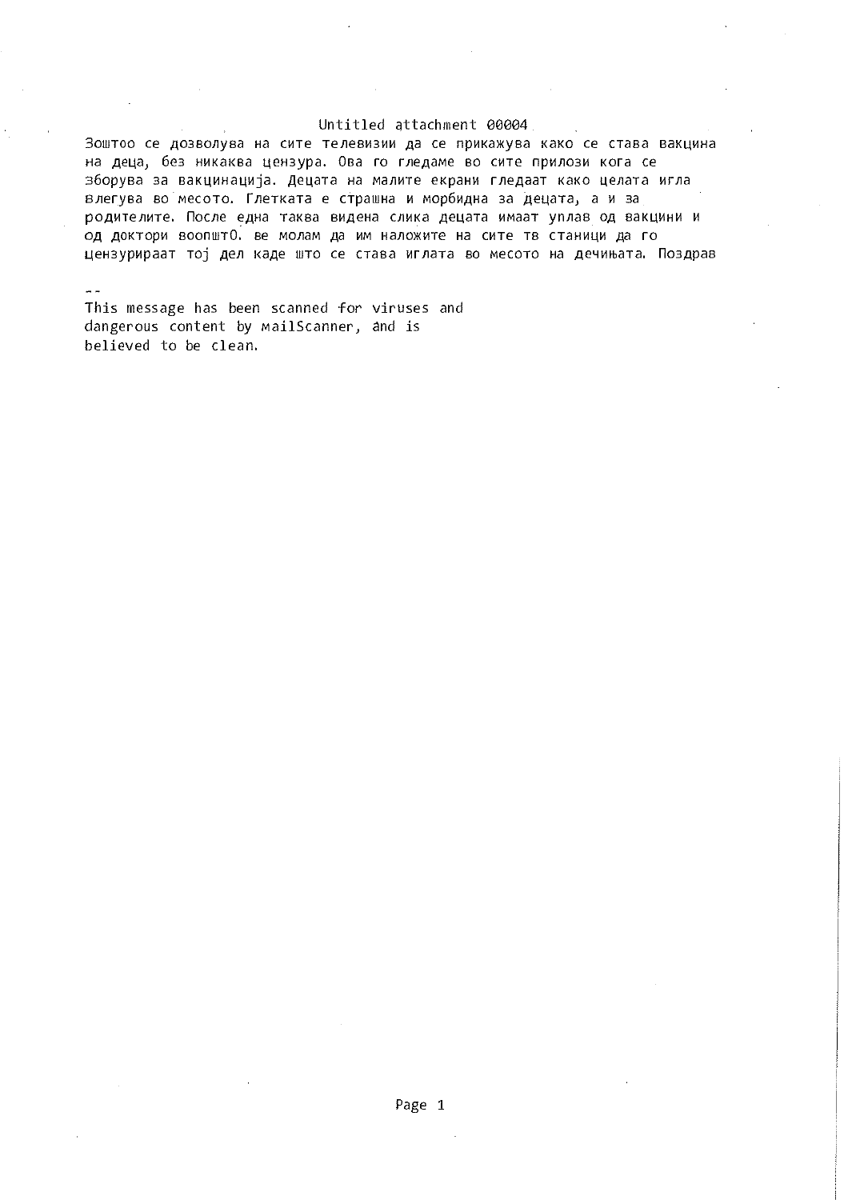Untitled attachment 00004

Зоштоо се дозволува на сите телевизии да се прикажува како се става вакцина на деца, без никаква цензура. Ова го гледаме во сите прилози кога се зборува за вакцинација. Децата на малите екрани гледаат како целата игла влегува во месото. Глетката е страшна и морбидна за децата, а и за родителите. После една таква видена слика децата имаат уплав од вакцини и од доктори воопшт0. ве молам да им наложите на сите тв станици да го цензурираат тој дел каде што се става иглата во месото на дечињата. Поздрав

--
This message has been scanned for viruses and dangerous content by mailScanner, and is believed to be clean.